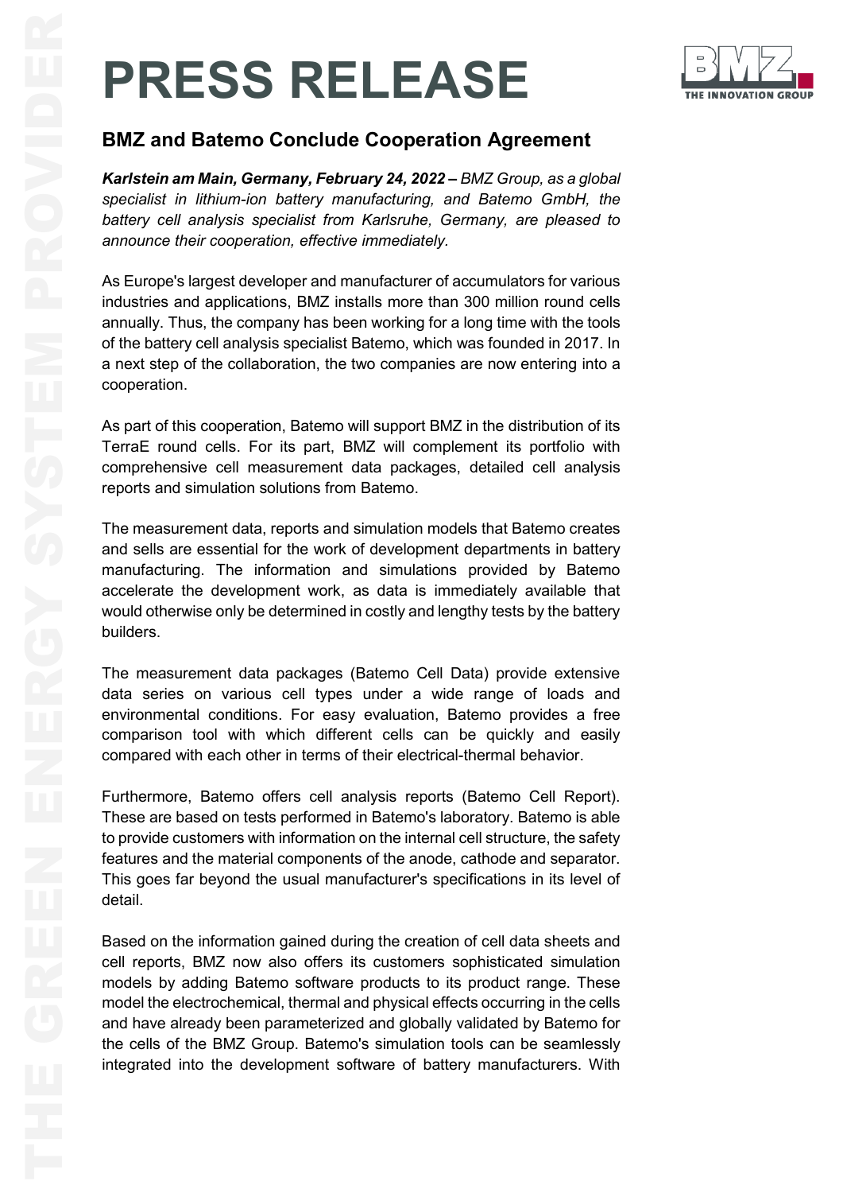# PRESS RELEASE

## BMZ and Batemo Conclude Cooperation Agreement

***Karlstein am Main, Germany, February 24, 2022 –*** *BMZ Group, as a global specialist in lithium-ion battery manufacturing, and Batemo GmbH, the battery cell analysis specialist from Karlsruhe, Germany, are pleased to announce their cooperation, effective immediately.*

As Europe's largest developer and manufacturer of accumulators for various industries and applications, BMZ installs more than 300 million round cells annually. Thus, the company has been working for a long time with the tools of the battery cell analysis specialist Batemo, which was founded in 2017. In a next step of the collaboration, the two companies are now entering into a cooperation.

As part of this cooperation, Batemo will support BMZ in the distribution of its TerraE round cells. For its part, BMZ will complement its portfolio with comprehensive cell measurement data packages, detailed cell analysis reports and simulation solutions from Batemo.

The measurement data, reports and simulation models that Batemo creates and sells are essential for the work of development departments in battery manufacturing. The information and simulations provided by Batemo accelerate the development work, as data is immediately available that would otherwise only be determined in costly and lengthy tests by the battery builders.

The measurement data packages (Batemo Cell Data) provide extensive data series on various cell types under a wide range of loads and environmental conditions. For easy evaluation, Batemo provides a free comparison tool with which different cells can be quickly and easily compared with each other in terms of their electrical-thermal behavior.

Furthermore, Batemo offers cell analysis reports (Batemo Cell Report). These are based on tests performed in Batemo's laboratory. Batemo is able to provide customers with information on the internal cell structure, the safety features and the material components of the anode, cathode and separator. This goes far beyond the usual manufacturer's specifications in its level of detail.

Based on the information gained during the creation of cell data sheets and cell reports, BMZ now also offers its customers sophisticated simulation models by adding Batemo software products to its product range. These model the electrochemical, thermal and physical effects occurring in the cells and have already been parameterized and globally validated by Batemo for the cells of the BMZ Group. Batemo's simulation tools can be seamlessly integrated into the development software of battery manufacturers. With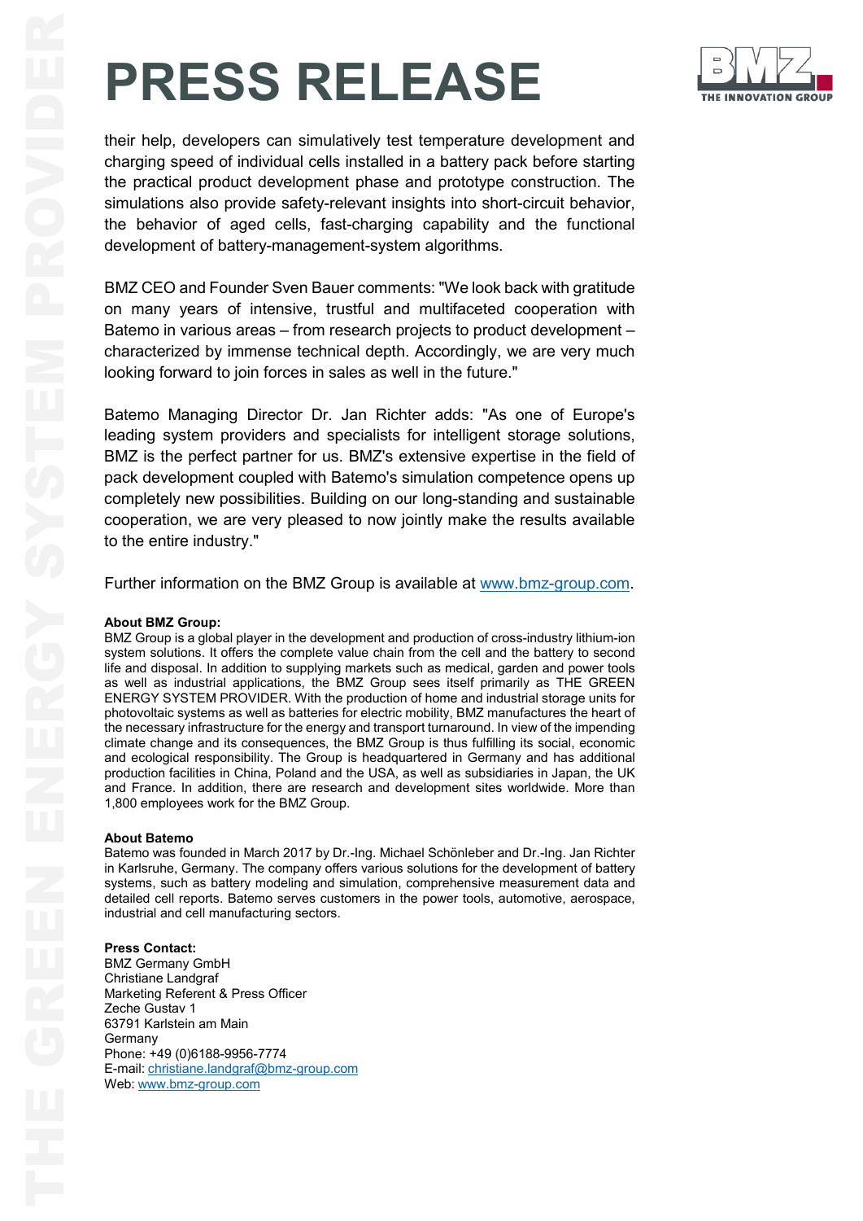their help, developers can simulatively test temperature development and charging speed of individual cells installed in a battery pack before starting the practical product development phase and prototype construction. The simulations also provide safety-relevant insights into short-circuit behavior, the behavior of aged cells, fast-charging capability and the functional development of battery-management-system algorithms.

BMZ CEO and Founder Sven Bauer comments: "We look back with gratitude on many years of intensive, trustful and multifaceted cooperation with Batemo in various areas – from research projects to product development – characterized by immense technical depth. Accordingly, we are very much looking forward to join forces in sales as well in the future."

Batemo Managing Director Dr. Jan Richter adds: "As one of Europe's leading system providers and specialists for intelligent storage solutions, BMZ is the perfect partner for us. BMZ's extensive expertise in the field of pack development coupled with Batemo's simulation competence opens up completely new possibilities. Building on our long-standing and sustainable cooperation, we are very pleased to now jointly make the results available to the entire industry."

Further information on the BMZ Group is available at [www.bmz-group.com](http://www.bmz-group.com).

**About BMZ Group:**
BMZ Group is a global player in the development and production of cross-industry lithium-ion system solutions. It offers the complete value chain from the cell and the battery to second life and disposal. In addition to supplying markets such as medical, garden and power tools as well as industrial applications, the BMZ Group sees itself primarily as THE GREEN ENERGY SYSTEM PROVIDER. With the production of home and industrial storage units for photovoltaic systems as well as batteries for electric mobility, BMZ manufactures the heart of the necessary infrastructure for the energy and transport turnaround. In view of the impending climate change and its consequences, the BMZ Group is thus fulfilling its social, economic and ecological responsibility. The Group is headquartered in Germany and has additional production facilities in China, Poland and the USA, as well as subsidiaries in Japan, the UK and France. In addition, there are research and development sites worldwide. More than 1,800 employees work for the BMZ Group.

**About Batemo**
Batemo was founded in March 2017 by Dr.-Ing. Michael Schönleber and Dr.-Ing. Jan Richter in Karlsruhe, Germany. The company offers various solutions for the development of battery systems, such as battery modeling and simulation, comprehensive measurement data and detailed cell reports. Batemo serves customers in the power tools, automotive, aerospace, industrial and cell manufacturing sectors.

**Press Contact:**
BMZ Germany GmbH
Christiane Landgraf
Marketing Referent & Press Officer
Zeche Gustav 1
63791 Karlstein am Main
Germany
Phone: +49 (0)6188-9956-7774
E-mail: [christiane.landgraf@bmz-group.com](mailto:christiane.landgraf@bmz-group.com)
Web: [www.bmz-group.com](http://www.bmz-group.com)